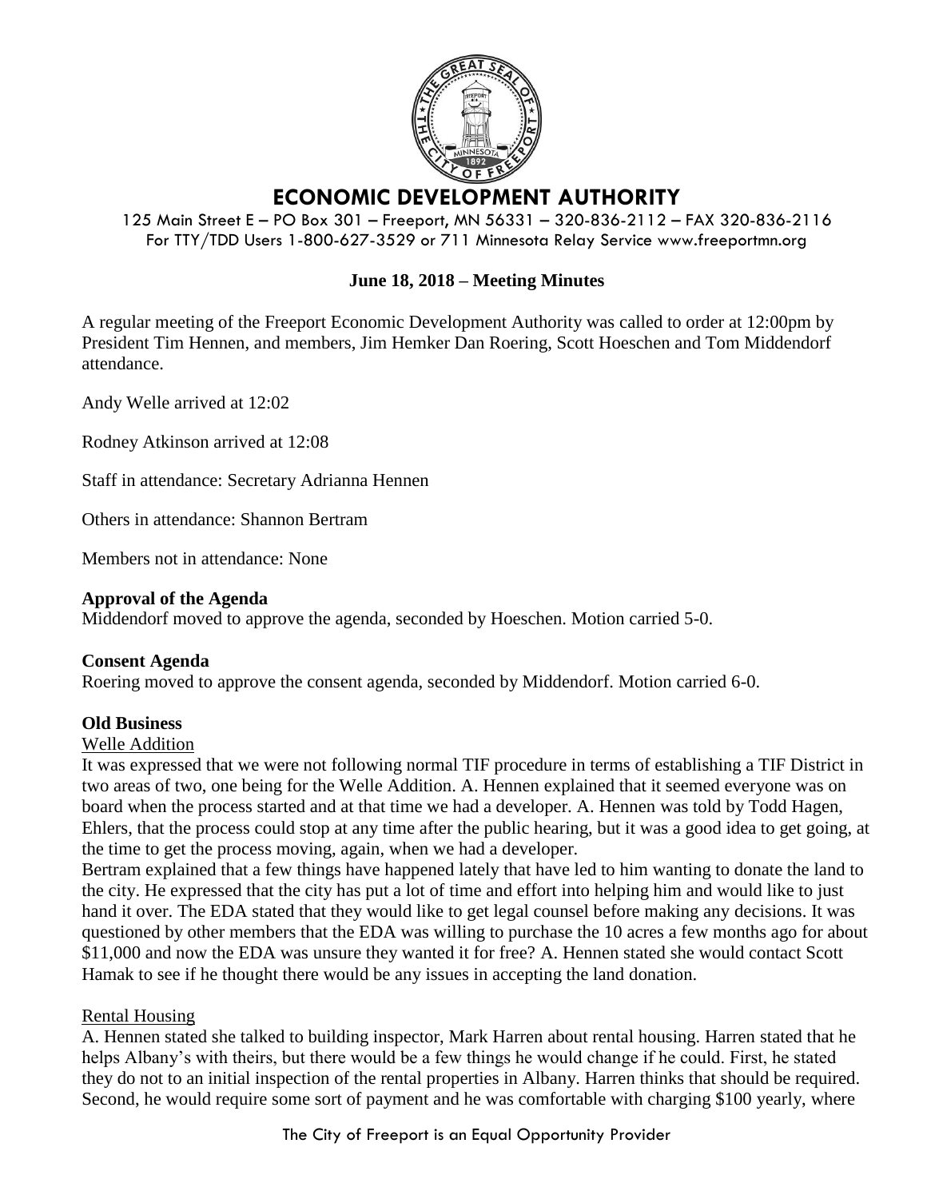# ECONOMIC DEVELOPMENT AUTHORITY

125 Main Street E – PO Box 301 – Freeport, MN 56331 – 320-836-2112 – FAX 320-836-2116
For TTY/TDD Users 1-800-627-3529 or 711 Minnesota Relay Service www.freeportmn.org

**June 18, 2018 – Meeting Minutes**

A regular meeting of the Freeport Economic Development Authority was called to order at 12:00pm by President Tim Hennen, and members, Jim Hemker Dan Roering, Scott Hoeschen and Tom Middendorf attendance.

Andy Welle arrived at 12:02

Rodney Atkinson arrived at 12:08

Staff in attendance: Secretary Adrianna Hennen

Others in attendance: Shannon Bertram

Members not in attendance: None

**Approval of the Agenda**
Middendorf moved to approve the agenda, seconded by Hoeschen. Motion carried 5-0.

**Consent Agenda**
Roering moved to approve the consent agenda, seconded by Middendorf. Motion carried 6-0.

**Old Business**

Welle Addition

It was expressed that we were not following normal TIF procedure in terms of establishing a TIF District in two areas of two, one being for the Welle Addition. A. Hennen explained that it seemed everyone was on board when the process started and at that time we had a developer. A. Hennen was told by Todd Hagen, Ehlers, that the process could stop at any time after the public hearing, but it was a good idea to get going, at the time to get the process moving, again, when we had a developer.

Bertram explained that a few things have happened lately that have led to him wanting to donate the land to the city. He expressed that the city has put a lot of time and effort into helping him and would like to just hand it over. The EDA stated that they would like to get legal counsel before making any decisions. It was questioned by other members that the EDA was willing to purchase the 10 acres a few months ago for about $11,000 and now the EDA was unsure they wanted it for free? A. Hennen stated she would contact Scott Hamak to see if he thought there would be any issues in accepting the land donation.

Rental Housing

A. Hennen stated she talked to building inspector, Mark Harren about rental housing. Harren stated that he helps Albany's with theirs, but there would be a few things he would change if he could. First, he stated they do not to an initial inspection of the rental properties in Albany. Harren thinks that should be required. Second, he would require some sort of payment and he was comfortable with charging $100 yearly, where

The City of Freeport is an Equal Opportunity Provider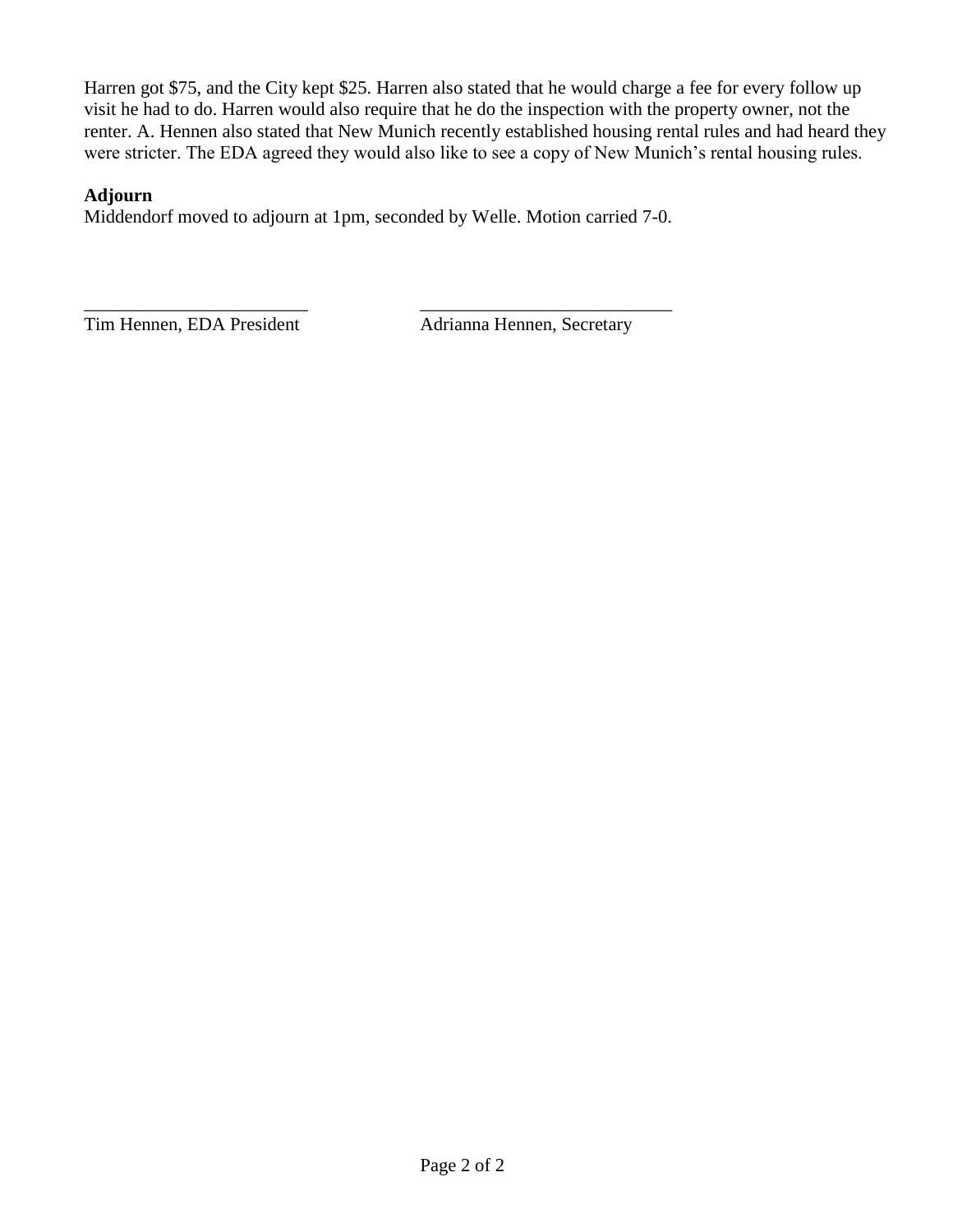Harren got $75, and the City kept $25. Harren also stated that he would charge a fee for every follow up visit he had to do. Harren would also require that he do the inspection with the property owner, not the renter. A. Hennen also stated that New Munich recently established housing rental rules and had heard they were stricter. The EDA agreed they would also like to see a copy of New Munich's rental housing rules.

**Adjourn**

Middendorf moved to adjourn at 1pm, seconded by Welle. Motion carried 7-0.

_________________________ 
Tim Hennen, EDA President

_________________________ 
Adrianna Hennen, Secretary